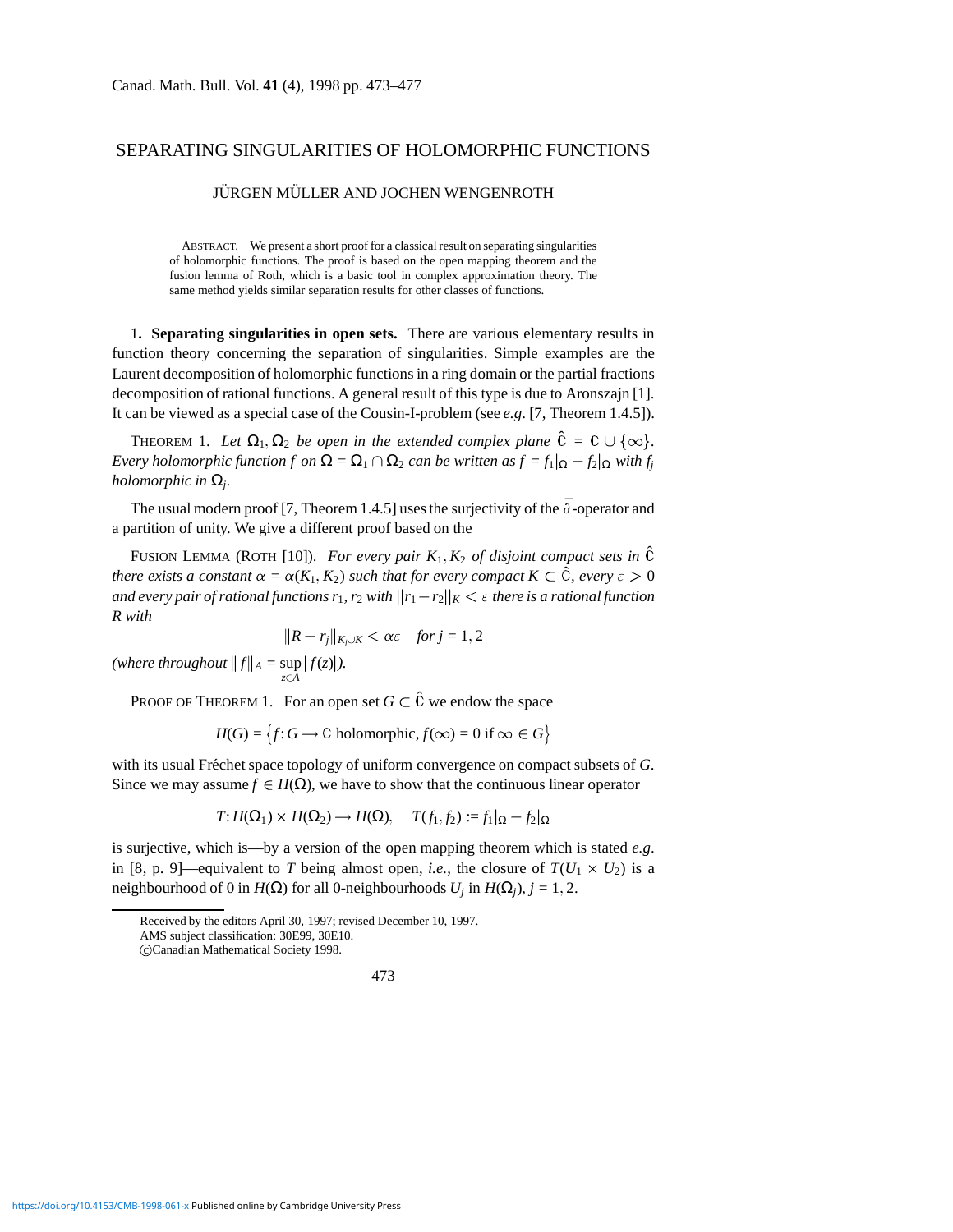# SEPARATING SINGULARITIES OF HOLOMORPHIC FUNCTIONS

JÜRGEN MÜLLER AND JOCHEN WENGENROTH

ABSTRACT. We present a short proof for a classical result on separating singularities of holomorphic functions. The proof is based on the open mapping theorem and the fusion lemma of Roth, which is a basic tool in complex approximation theory. The same method yields similar separation results for other classes of functions.

## 1. Separating singularities in open sets.

There are various elementary results in function theory concerning the separation of singularities. Simple examples are the Laurent decomposition of holomorphic functions in a ring domain or the partial fractions decomposition of rational functions. A general result of this type is due to Aronszajn [1]. It can be viewed as a special case of the Cousin-I-problem (see *e.g.* [7, Theorem 1.4.5]).

THEOREM 1. *Let $\Omega_1, \Omega_2$ be open in the extended complex plane $\hat{\mathbb{C}} = \mathbb{C} \cup \{\infty\}$. Every holomorphic function $f$ on $\Omega = \Omega_1 \cap \Omega_2$ can be written as $f = f_1|_\Omega - f_2|_\Omega$ with $f_j$ holomorphic in $\Omega_j$.*

The usual modern proof [7, Theorem 1.4.5] uses the surjectivity of the $\bar{\partial}$-operator and a partition of unity. We give a different proof based on the

FUSION LEMMA (ROTH [10]). *For every pair $K_1, K_2$ of disjoint compact sets in $\hat{\mathbb{C}}$ there exists a constant $\alpha = \alpha(K_1, K_2)$ such that for every compact $K \subset \hat{\mathbb{C}}$, every $\varepsilon > 0$ and every pair of rational functions $r_1, r_2$ with $\|r_1 - r_2\|_K < \varepsilon$ there is a rational function $R$ with*

$$\|R - r_j\|_{K_j \cup K} < \alpha\varepsilon \quad \text{for } j = 1, 2$$

*(where throughout $\|f\|_A = \sup_{z \in A} |f(z)|$).*

PROOF OF THEOREM 1. For an open set $G \subset \hat{\mathbb{C}}$ we endow the space

$$H(G) = \{f : G \to \mathbb{C} \text{ holomorphic}, f(\infty) = 0 \text{ if } \infty \in G\}$$

with its usual Fréchet space topology of uniform convergence on compact subsets of $G$. Since we may assume $f \in H(\Omega)$, we have to show that the continuous linear operator

$$T : H(\Omega_1) \times H(\Omega_2) \to H(\Omega), \quad T(f_1, f_2) := f_1|_\Omega - f_2|_\Omega$$

is surjective, which is—by a version of the open mapping theorem which is stated *e.g.* in [8, p. 9]—equivalent to $T$ being almost open, *i.e.*, the closure of $T(U_1 \times U_2)$ is a neighbourhood of 0 in $H(\Omega)$ for all 0-neighbourhoods $U_j$ in $H(\Omega_j)$, $j = 1, 2$.

Received by the editors April 30, 1997; revised December 10, 1997.
AMS subject classification: 30E99, 30E10.
©Canadian Mathematical Society 1998.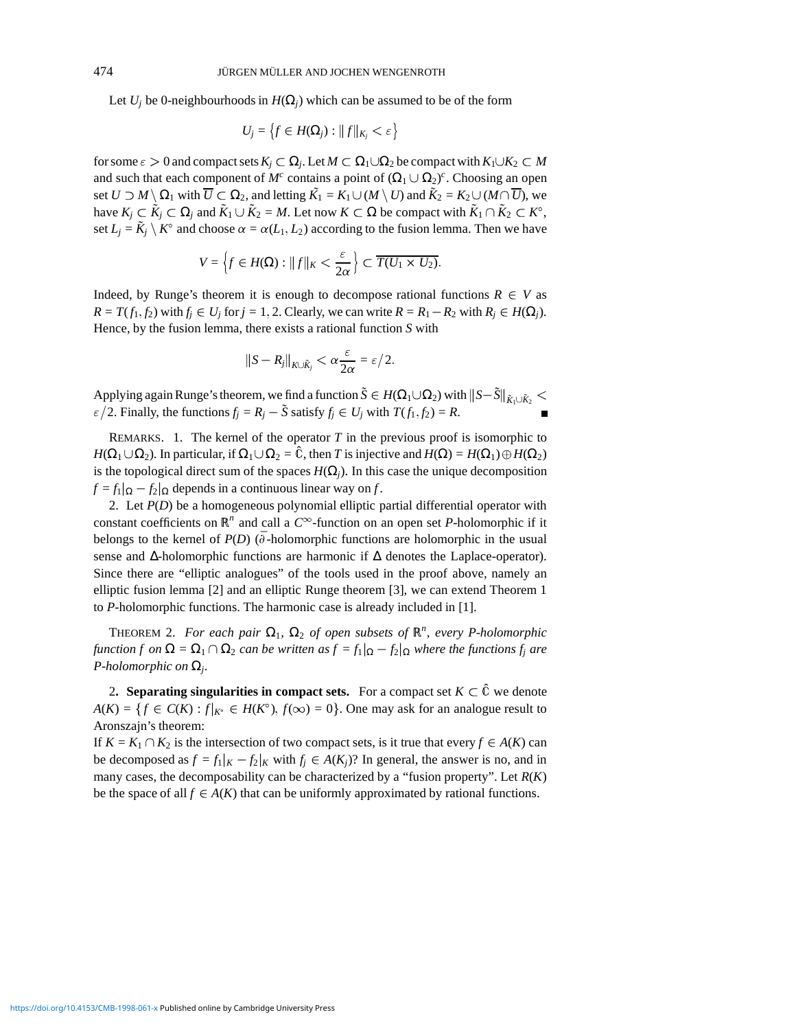Let $U_j$ be 0-neighbourhoods in $H(\Omega_j)$ which can be assumed to be of the form

$$U_j = \left\{ f \in H(\Omega_j) : \|f\|_{K_j} < \varepsilon \right\}$$

for some $\varepsilon > 0$ and compact sets $K_j \subset \Omega_j$. Let $M \subset \Omega_1 \cup \Omega_2$ be compact with $K_1 \cup K_2 \subset M$ and such that each component of $M^c$ contains a point of $(\Omega_1 \cup \Omega_2)^c$. Choosing an open set $U \supset M \setminus \Omega_1$ with $\overline{U} \subset \Omega_2$, and letting $\tilde{K}_1 = K_1 \cup (M \setminus U)$ and $\tilde{K}_2 = K_2 \cup (M \cap \overline{U})$, we have $K_j \subset \tilde{K}_j \subset \Omega_j$ and $\tilde{K}_1 \cup \tilde{K}_2 = M$. Let now $K \subset \Omega$ be compact with $\tilde{K}_1 \cap \tilde{K}_2 \subset K^\circ$, set $L_j = \tilde{K}_j \setminus K^\circ$ and choose $\alpha = \alpha(L_1, L_2)$ according to the fusion lemma. Then we have

$$V = \left\{ f \in H(\Omega) : \|f\|_K < \frac{\varepsilon}{2\alpha} \right\} \subset \overline{T(U_1 \times U_2)}.$$

Indeed, by Runge's theorem it is enough to decompose rational functions $R \in V$ as $R = T(f_1, f_2)$ with $f_j \in U_j$ for $j = 1, 2$. Clearly, we can write $R = R_1 - R_2$ with $R_j \in H(\Omega_j)$. Hence, by the fusion lemma, there exists a rational function $S$ with

$$\|S - R_j\|_{K \cup \tilde{K}_j} < \alpha \frac{\varepsilon}{2\alpha} = \varepsilon/2.$$

Applying again Runge's theorem, we find a function $\tilde{S} \in H(\Omega_1 \cup \Omega_2)$ with $\|S - \tilde{S}\|_{\tilde{K}_1 \cup \tilde{K}_2} < \varepsilon/2$. Finally, the functions $f_j = R_j - \tilde{S}$ satisfy $f_j \in U_j$ with $T(f_1, f_2) = R$. ∎

REMARKS. 1. The kernel of the operator $T$ in the previous proof is isomorphic to $H(\Omega_1 \cup \Omega_2)$. In particular, if $\Omega_1 \cup \Omega_2 = \hat{\mathbb{C}}$, then $T$ is injective and $H(\Omega) = H(\Omega_1) \oplus H(\Omega_2)$ is the topological direct sum of the spaces $H(\Omega_j)$. In this case the unique decomposition $f = f_1|_\Omega - f_2|_\Omega$ depends in a continuous linear way on $f$.

2. Let $P(D)$ be a homogeneous polynomial elliptic partial differential operator with constant coefficients on $\mathbb{R}^n$ and call a $C^\infty$-function on an open set $P$-holomorphic if it belongs to the kernel of $P(D)$ ($\bar{\partial}$-holomorphic functions are holomorphic in the usual sense and $\Delta$-holomorphic functions are harmonic if $\Delta$ denotes the Laplace-operator). Since there are "elliptic analogues" of the tools used in the proof above, namely an elliptic fusion lemma [2] and an elliptic Runge theorem [3], we can extend Theorem 1 to $P$-holomorphic functions. The harmonic case is already included in [1].

THEOREM 2. *For each pair $\Omega_1$, $\Omega_2$ of open subsets of $\mathbb{R}^n$, every $P$-holomorphic function $f$ on $\Omega = \Omega_1 \cap \Omega_2$ can be written as $f = f_1|_\Omega - f_2|_\Omega$ where the functions $f_j$ are $P$-holomorphic on $\Omega_j$.*

## 2. Separating singularities in compact sets.

For a compact set $K \subset \hat{\mathbb{C}}$ we denote $A(K) = \{ f \in C(K) : f|_{K^\circ} \in H(K^\circ),\ f(\infty) = 0 \}$. One may ask for an analogue result to Aronszajn's theorem:

If $K = K_1 \cap K_2$ is the intersection of two compact sets, is it true that every $f \in A(K)$ can be decomposed as $f = f_1|_K - f_2|_K$ with $f_j \in A(K_j)$? In general, the answer is no, and in many cases, the decomposability can be characterized by a "fusion property". Let $R(K)$ be the space of all $f \in A(K)$ that can be uniformly approximated by rational functions.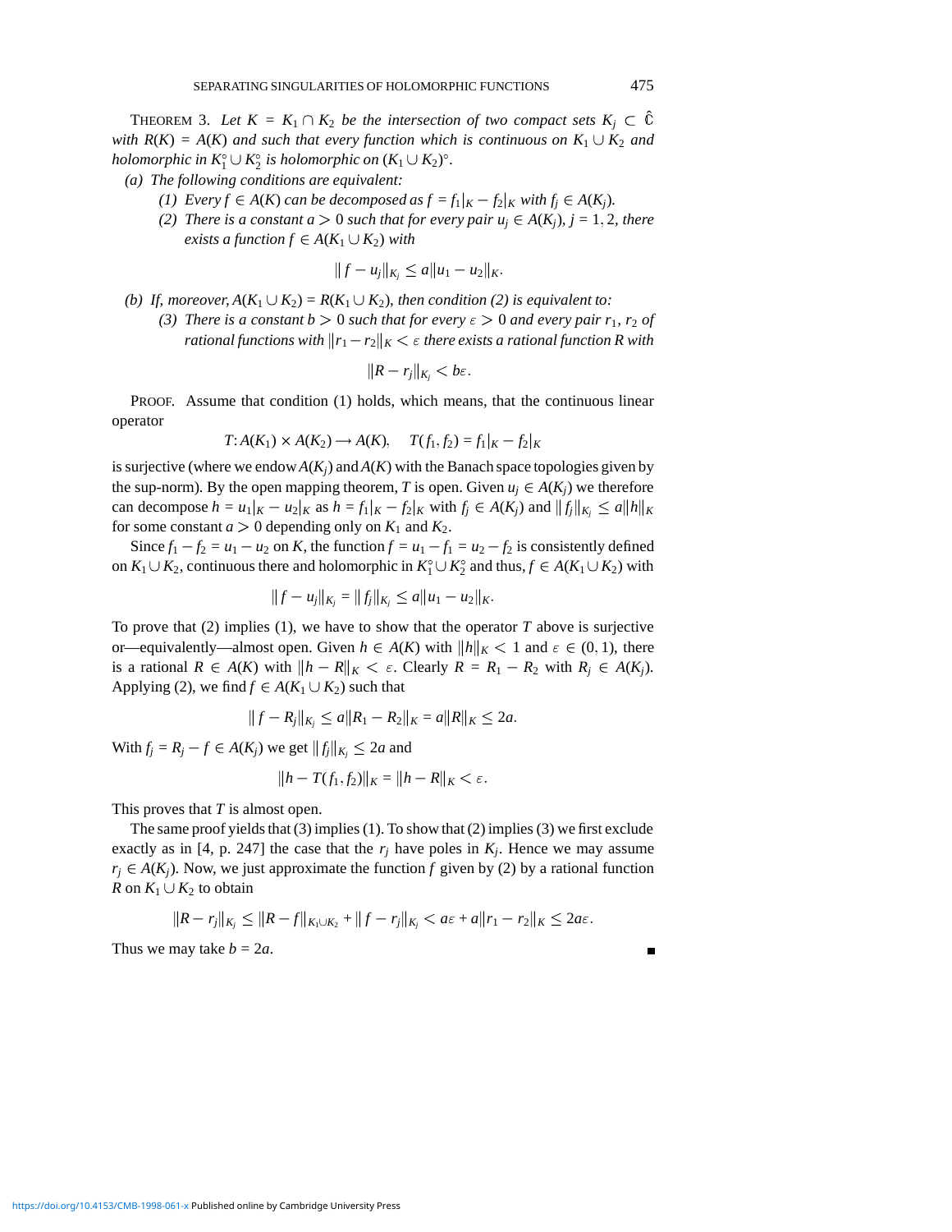THEOREM 3. *Let $K = K_1 \cap K_2$ be the intersection of two compact sets $K_j \subset \hat{\mathbb{C}}$ with $R(K) = A(K)$ and such that every function which is continuous on $K_1 \cup K_2$ and holomorphic in $K_1^\circ \cup K_2^\circ$ is holomorphic on $(K_1 \cup K_2)^\circ$.*

*(a) The following conditions are equivalent:*

*(1) Every $f \in A(K)$ can be decomposed as $f = f_1|_K - f_2|_K$ with $f_j \in A(K_j)$.*

*(2) There is a constant $a > 0$ such that for every pair $u_j \in A(K_j)$, $j = 1, 2$, there exists a function $f \in A(K_1 \cup K_2)$ with*

$$\|f - u_j\|_{K_j} \leq a\|u_1 - u_2\|_K.$$

*(b) If, moreover, $A(K_1 \cup K_2) = R(K_1 \cup K_2)$, then condition (2) is equivalent to:*

*(3) There is a constant $b > 0$ such that for every $\varepsilon > 0$ and every pair $r_1, r_2$ of rational functions with $\|r_1 - r_2\|_K < \varepsilon$ there exists a rational function $R$ with*

$$\|R - r_j\|_{K_j} < b\varepsilon.$$

PROOF. Assume that condition (1) holds, which means, that the continuous linear operator

$$T: A(K_1) \times A(K_2) \longrightarrow A(K), \quad T(f_1, f_2) = f_1|_K - f_2|_K$$

is surjective (where we endow $A(K_j)$ and $A(K)$ with the Banach space topologies given by the sup-norm). By the open mapping theorem, $T$ is open. Given $u_j \in A(K_j)$ we therefore can decompose $h = u_1|_K - u_2|_K$ as $h = f_1|_K - f_2|_K$ with $f_j \in A(K_j)$ and $\|f_j\|_{K_j} \leq a\|h\|_K$ for some constant $a > 0$ depending only on $K_1$ and $K_2$.

Since $f_1 - f_2 = u_1 - u_2$ on $K$, the function $f = u_1 - f_1 = u_2 - f_2$ is consistently defined on $K_1 \cup K_2$, continuous there and holomorphic in $K_1^\circ \cup K_2^\circ$ and thus, $f \in A(K_1 \cup K_2)$ with

$$\|f - u_j\|_{K_j} = \|f_j\|_{K_j} \leq a\|u_1 - u_2\|_K.$$

To prove that (2) implies (1), we have to show that the operator $T$ above is surjective or—equivalently—almost open. Given $h \in A(K)$ with $\|h\|_K < 1$ and $\varepsilon \in (0, 1)$, there is a rational $R \in A(K)$ with $\|h - R\|_K < \varepsilon$. Clearly $R = R_1 - R_2$ with $R_j \in A(K_j)$. Applying (2), we find $f \in A(K_1 \cup K_2)$ such that

$$\|f - R_j\|_{K_j} \leq a\|R_1 - R_2\|_K = a\|R\|_K \leq 2a.$$

With $f_j = R_j - f \in A(K_j)$ we get $\|f_j\|_{K_j} \leq 2a$ and

$$\|h - T(f_1, f_2)\|_K = \|h - R\|_K < \varepsilon.$$

This proves that $T$ is almost open.

The same proof yields that (3) implies (1). To show that (2) implies (3) we first exclude exactly as in [4, p. 247] the case that the $r_j$ have poles in $K_j$. Hence we may assume $r_j \in A(K_j)$. Now, we just approximate the function $f$ given by (2) by a rational function $R$ on $K_1 \cup K_2$ to obtain

$$\|R - r_j\|_{K_j} \leq \|R - f\|_{K_1 \cup K_2} + \|f - r_j\|_{K_j} < a\varepsilon + a\|r_1 - r_2\|_K \leq 2a\varepsilon.$$

Thus we may take $b = 2a$. ∎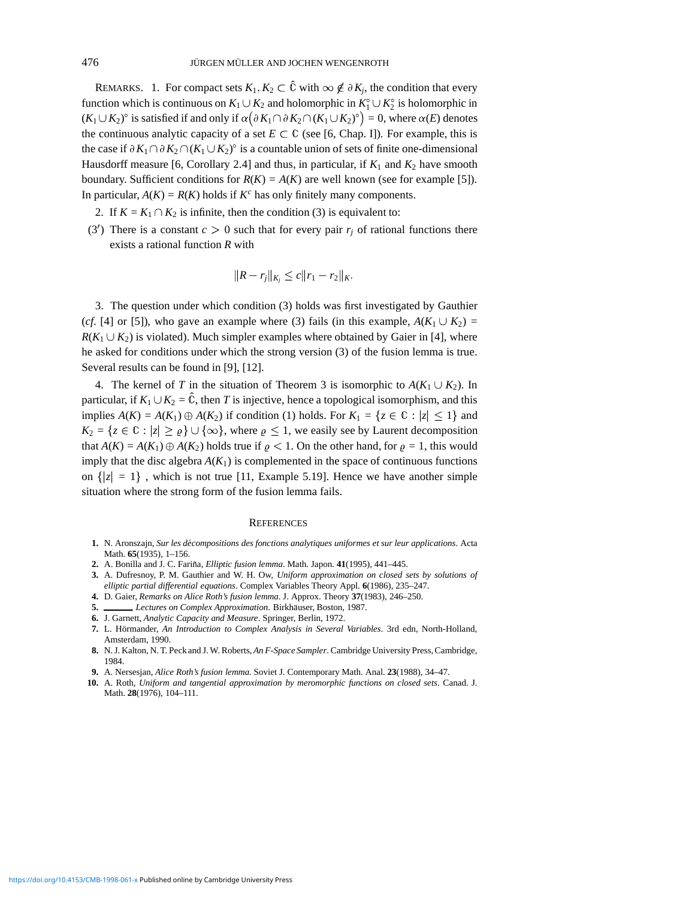REMARKS. 1. For compact sets $K_1, K_2 \subset \hat{\mathbb{C}}$ with $\infty \notin \partial K_j$, the condition that every function which is continuous on $K_1 \cup K_2$ and holomorphic in $K_1^\circ \cup K_2^\circ$ is holomorphic in $(K_1 \cup K_2)^\circ$ is satisfied if and only if $\alpha\big(\partial K_1 \cap \partial K_2 \cap (K_1 \cup K_2)^\circ\big) = 0$, where $\alpha(E)$ denotes the continuous analytic capacity of a set $E \subset \mathbb{C}$ (see [6, Chap. I]). For example, this is the case if $\partial K_1 \cap \partial K_2 \cap (K_1 \cup K_2)^\circ$ is a countable union of sets of finite one-dimensional Hausdorff measure [6, Corollary 2.4] and thus, in particular, if $K_1$ and $K_2$ have smooth boundary. Sufficient conditions for $R(K) = A(K)$ are well known (see for example [5]). In particular, $A(K) = R(K)$ holds if $K^c$ has only finitely many components.

2. If $K = K_1 \cap K_2$ is infinite, then the condition (3) is equivalent to:

(3′) There is a constant $c > 0$ such that for every pair $r_j$ of rational functions there exists a rational function $R$ with

$$\|R - r_j\|_{K_j} \le c\|r_1 - r_2\|_K.$$

3. The question under which condition (3) holds was first investigated by Gauthier (*cf.* [4] or [5]), who gave an example where (3) fails (in this example, $A(K_1 \cup K_2) = R(K_1 \cup K_2)$ is violated). Much simpler examples where obtained by Gaier in [4], where he asked for conditions under which the strong version (3) of the fusion lemma is true. Several results can be found in [9], [12].

4. The kernel of $T$ in the situation of Theorem 3 is isomorphic to $A(K_1 \cup K_2)$. In particular, if $K_1 \cup K_2 = \hat{\mathbb{C}}$, then $T$ is injective, hence a topological isomorphism, and this implies $A(K) = A(K_1) \oplus A(K_2)$ if condition (1) holds. For $K_1 = \{z \in \mathbb{C} : |z| \le 1\}$ and $K_2 = \{z \in \mathbb{C} : |z| \ge \varrho\} \cup \{\infty\}$, where $\varrho \le 1$, we easily see by Laurent decomposition that $A(K) = A(K_1) \oplus A(K_2)$ holds true if $\varrho < 1$. On the other hand, for $\varrho = 1$, this would imply that the disc algebra $A(K_1)$ is complemented in the space of continuous functions on $\{|z| = 1\}$, which is not true [11, Example 5.19]. Hence we have another simple situation where the strong form of the fusion lemma fails.

## REFERENCES

1. N. Aronszajn, *Sur les décompositions des fonctions analytiques uniformes et sur leur applications*. Acta Math. **65**(1935), 1–156.
2. A. Bonilla and J. C. Fariña, *Elliptic fusion lemma*. Math. Japon. **41**(1995), 441–445.
3. A. Dufresnoy, P. M. Gauthier and W. H. Ow, *Uniform approximation on closed sets by solutions of elliptic partial differential equations*. Complex Variables Theory Appl. **6**(1986), 235–247.
4. D. Gaier, *Remarks on Alice Roth's fusion lemma*. J. Approx. Theory **37**(1983), 246–250.
5. ______, *Lectures on Complex Approximation*. Birkhäuser, Boston, 1987.
6. J. Garnett, *Analytic Capacity and Measure*. Springer, Berlin, 1972.
7. L. Hörmander, *An Introduction to Complex Analysis in Several Variables*. 3rd edn, North-Holland, Amsterdam, 1990.
8. N. J. Kalton, N. T. Peck and J. W. Roberts, *An F-Space Sampler*. Cambridge University Press, Cambridge, 1984.
9. A. Nersesjan, *Alice Roth's fusion lemma*. Soviet J. Contemporary Math. Anal. **23**(1988), 34–47.
10. A. Roth, *Uniform and tangential approximation by meromorphic functions on closed sets*. Canad. J. Math. **28**(1976), 104–111.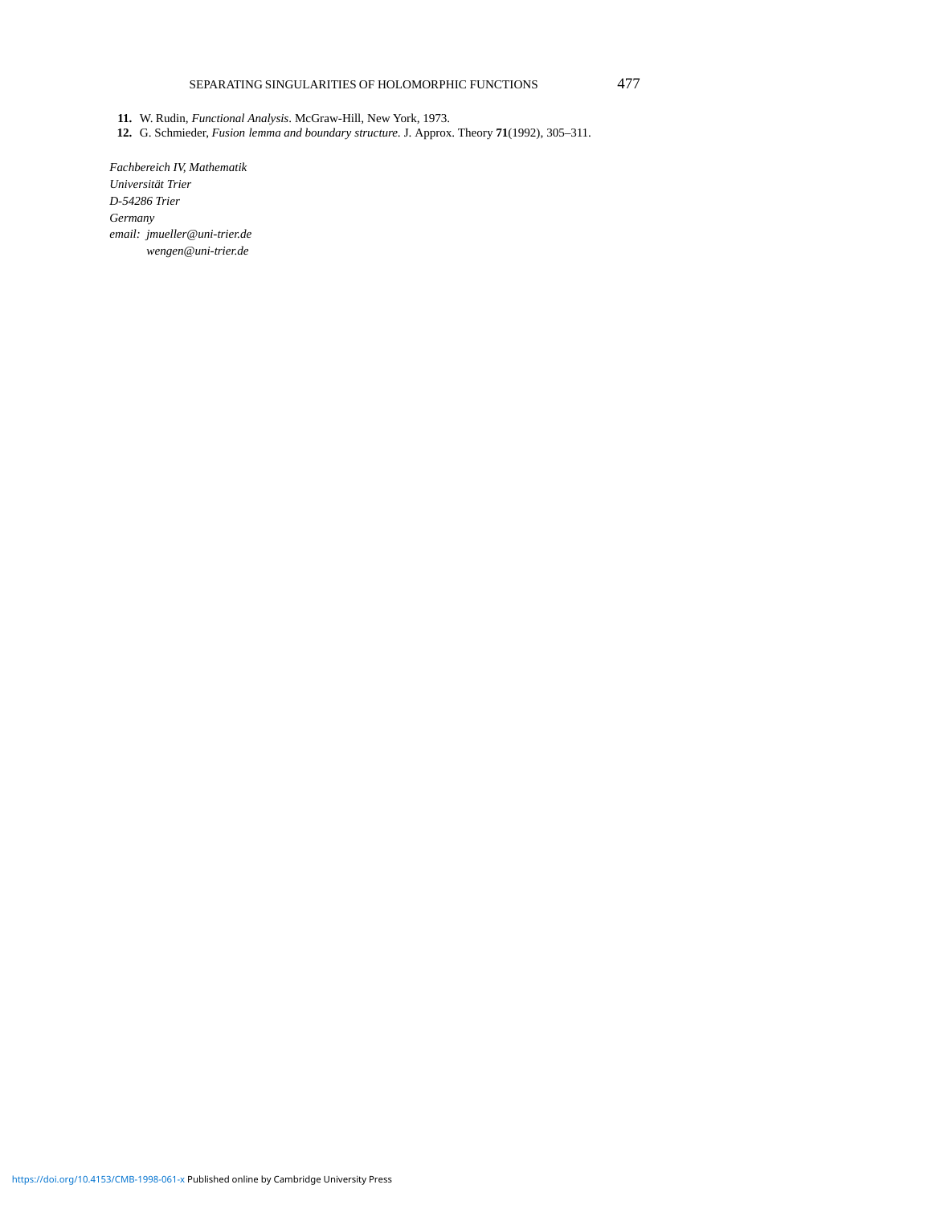**11.** W. Rudin, *Functional Analysis*. McGraw-Hill, New York, 1973.

**12.** G. Schmieder, *Fusion lemma and boundary structure.* J. Approx. Theory **71**(1992), 305–311.

*Fachbereich IV, Mathematik*
*Universität Trier*
*D-54286 Trier*
*Germany*
*email: jmueller@uni-trier.de*
*wengen@uni-trier.de*